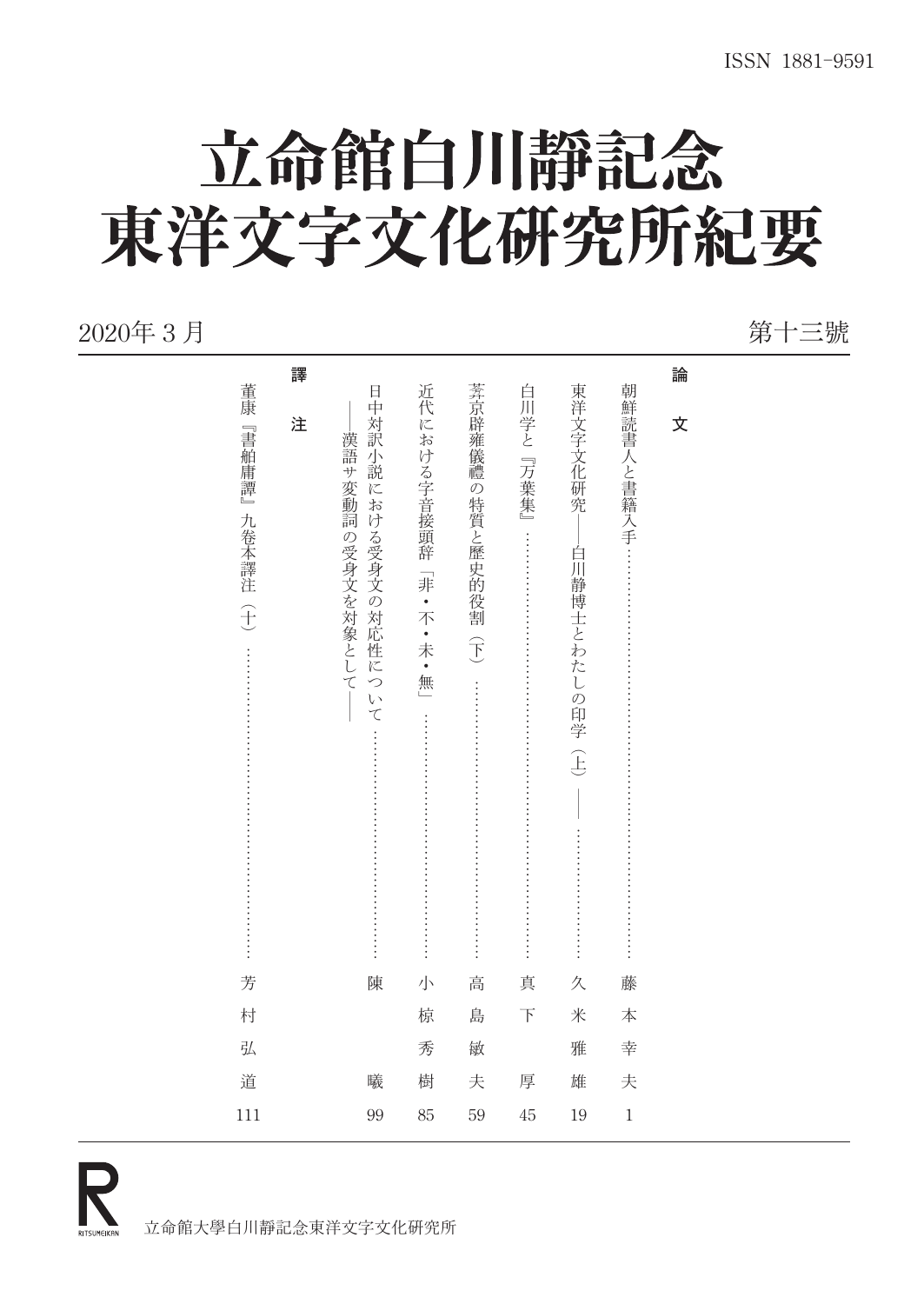ISSN 1881-9591

# 立命館白川靜記念
# 東洋文字文化研究所紀要

2020年 3 月　　第十三號

## 論　文

朝鮮読書人と書籍入手 …………………… 藤　本　幸　夫　1

東洋文字文化研究――白川静博士とわたしの印学（上）―― …………………… 久　米　雅　雄　19

白川学と『万葉集』 …………………… 真　下　　厚　45

蕣京辟雍儀禮の特質と歴史的役割（下） …………………… 高　島　敏　夫　59

近代における字音接頭辞「非・不・未・無」 …………………… 小　椋　秀　樹　85

日中対訳小説における受身文の対応性について――漢語サ変動詞の受身文を対象として―― …………………… 陳　　　曦　99

## 譯　注

董康『書舶庸譚』九巻本譯注（十） …………………… 芳　村　弘　道　111

立命館大學白川靜記念東洋文字文化研究所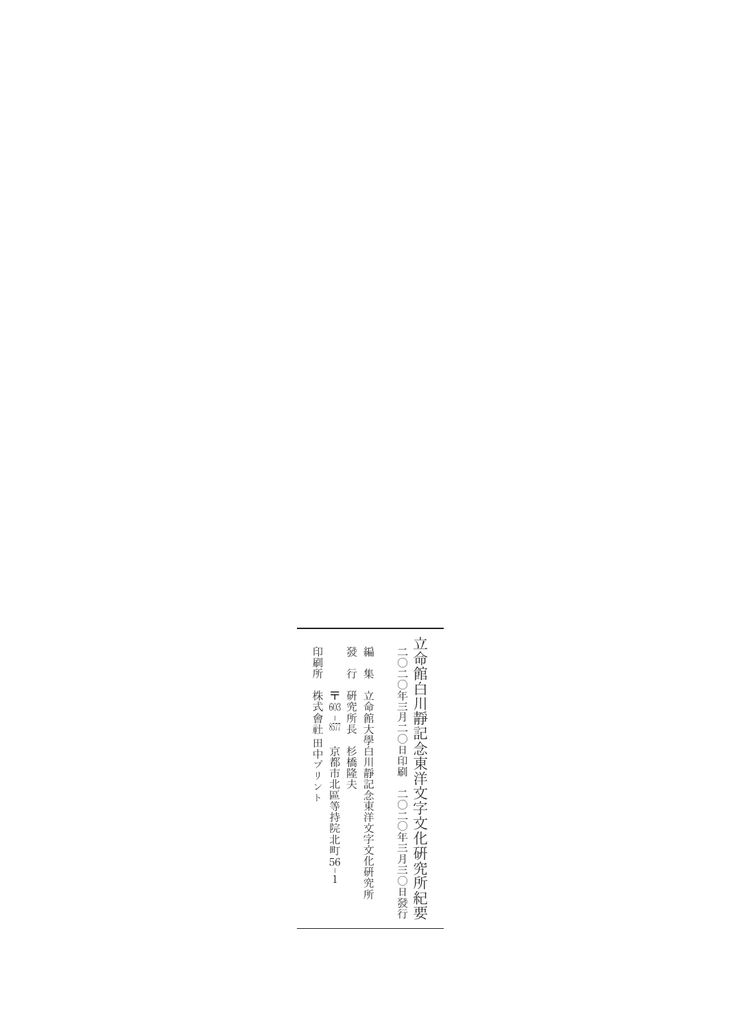# 立命館白川靜記念東洋文字文化研究所紀要

二〇二〇年三月二〇日印刷　二〇二〇年三月三〇日發行

編　集　立命館大學白川靜記念東洋文字文化研究所

發　行　研究所長　杉橋隆夫

〒603-8577　京都市北區等持院北町56-1

印刷所　株式會社 田中プリント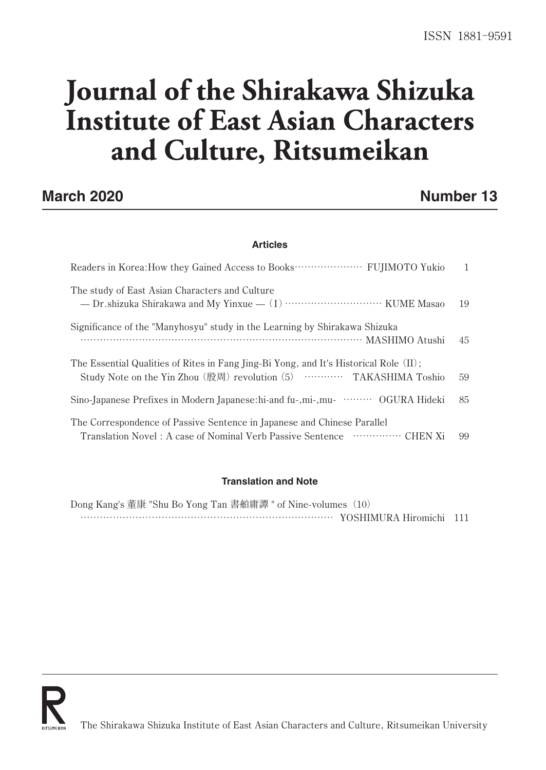ISSN 1881-9591

# Journal of the Shirakawa Shizuka Institute of East Asian Characters and Culture, Ritsumeikan

**March 2020** **Number 13**

### Articles

Readers in Korea:How they Gained Access to Books………………… FUJIMOTO Yukio 1

The study of East Asian Characters and Culture
— Dr.shizuka Shirakawa and My Yinxue —（I）………………………… KUME Masao 19

Significance of the "Manyhosyu" study in the Learning by Shirakawa Shizuka
…………………………………………………………………………… MASHIMO Atushi 45

The Essential Qualities of Rites in Fang Jing-Bi Yong, and It's Historical Role（II）;
Study Note on the Yin Zhou（殷周）revolution（5） ………… TAKASHIMA Toshio 59

Sino-Japanese Prefixes in Modern Japanese:hi-and fu-,mi-,mu- ……… OGURA Hideki 85

The Correspondence of Passive Sentence in Japanese and Chinese Parallel
Translation Novel : A case of Nominal Verb Passive Sentence …………… CHEN Xi 99

### Translation and Note

Dong Kang's 董康 "Shu Bo Yong Tan 書舶庸譚 " of Nine-volumes（10）
………………………………………………………………………… YOSHIMURA Hiromichi 111

The Shirakawa Shizuka Institute of East Asian Characters and Culture, Ritsumeikan University